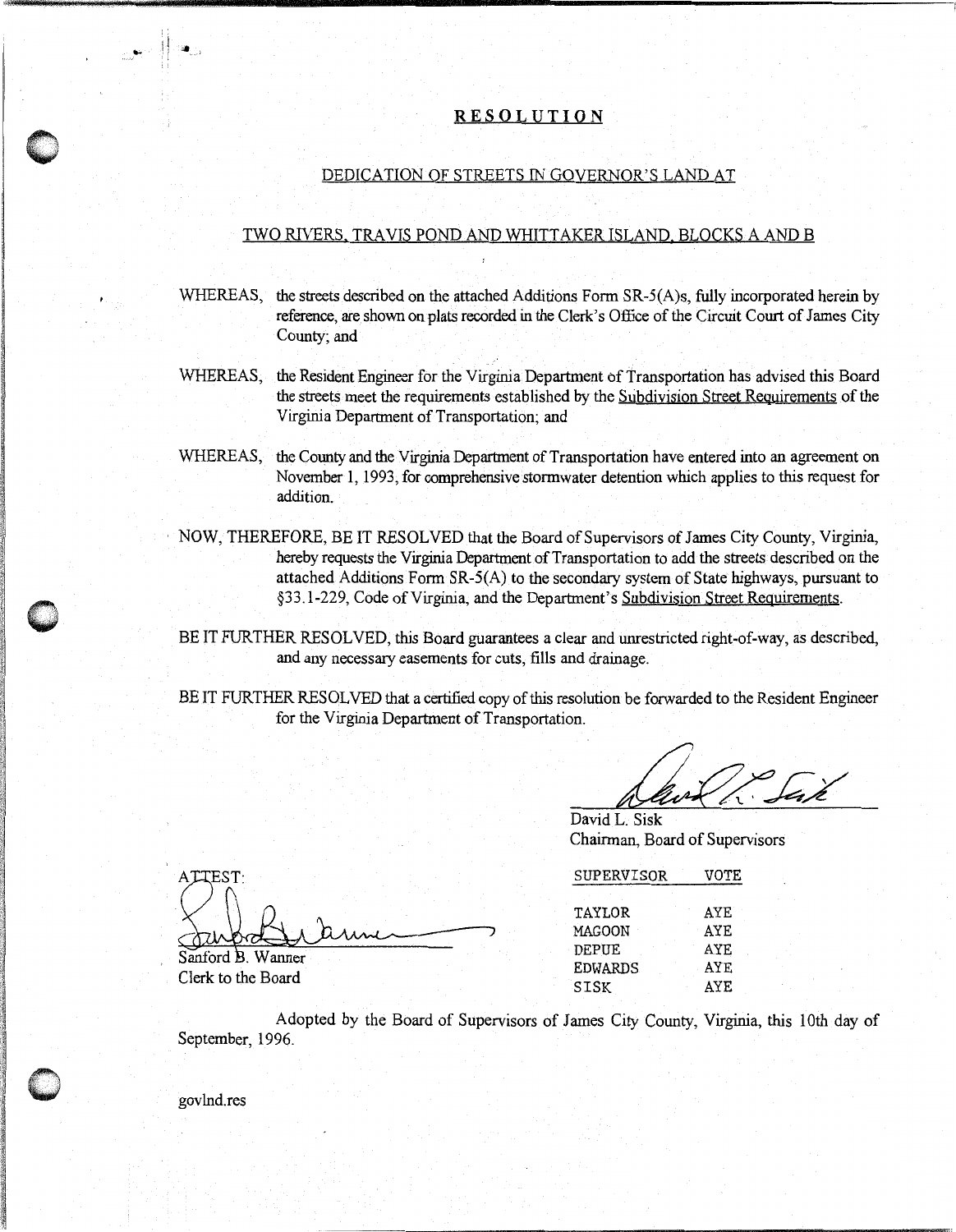# RESOLUTION

## DEDICATION OF STREETS IN GOVERNOR'S LAND AT

## TWO RIVERS, TRAVIS POND AND WHITTAKER ISLAND, BLOCKS A AND B

WHEREAS, the streets described on the attached Additions Form SR-5(A)s, fully incorporated herein by reference, are shown on plats recorded in the Clerk's Office of the Circuit Court of James City County; and

WHEREAS, the Resident Engineer for the Virginia Department of Transportation has advised this Board the streets meet the requirements established by the Subdivision Street Requirements of the Virginia Department of Transportation; and

WHEREAS, the County and the Virginia Department of Transportation have entered into an agreement on November 1, 1993, for comprehensive stormwater detention which applies to this request for addition.

NOW, THEREFORE, BE IT RESOLVED that the Board of Supervisors of James City County, Virginia, hereby requests the Virginia Department of Transportation to add the streets described on the attached Additions Form SR-5(A) to the secondary system of State highways, pursuant to §33.1-229, Code of Virginia, and the Department's Subdivision Street Requirements.

BE IT FURTHER RESOLVED, this Board guarantees a clear and unrestricted right-of-way, as described, and any necessary easements for cuts, fills and drainage.

BE IT FURTHER RESOLVED that a certified copy of this resolution be forwarded to the Resident Engineer for the Virginia Department of Transportation.

David L. Sisk
Chairman, Board of Supervisors

ATTEST:

Sanford B. Wanner
Clerk to the Board

| SUPERVISOR | VOTE |
|---|---|
| TAYLOR | AYE |
| MAGOON | AYE |
| DEPUE | AYE |
| EDWARDS | AYE |
| SISK | AYE |

Adopted by the Board of Supervisors of James City County, Virginia, this 10th day of September, 1996.

govlnd.res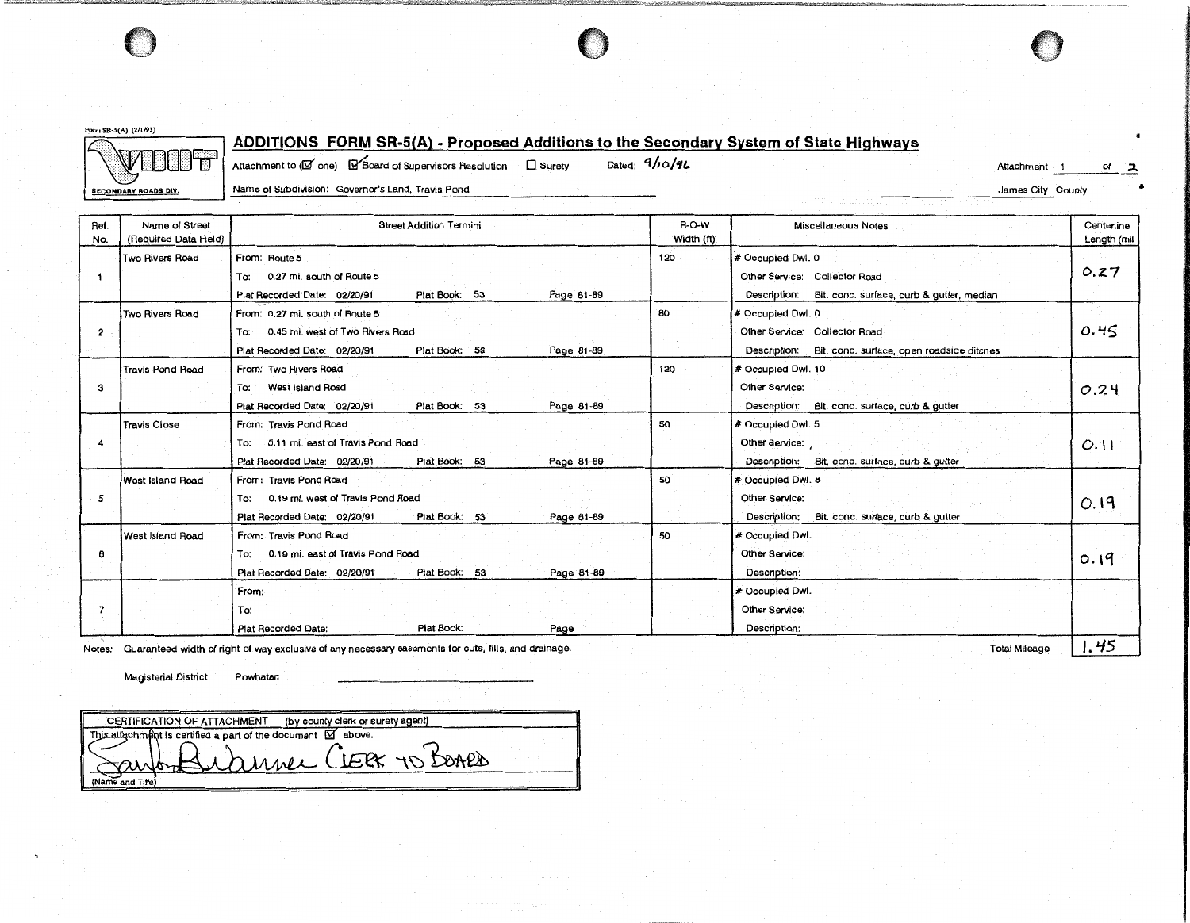Form SR-5(A) (2/1/93)

VDOT SECONDARY ROADS DIV.

# ADDITIONS FORM SR-5(A) - Proposed Additions to the Secondary System of State Highways

Attachment to (☑ one) ☑ Board of Supervisors Resolution ☐ Surety Dated: 9/10/96

Attachment 1 of 2

Name of Subdivision: Governor's Land, Travis Pond

James City County

| Ref. No. | Name of Street (Required Data Field) | Street Addition Termini | R-O-W Width (ft) | Miscellaneous Notes | Centerline Length (mi) |
|---|---|---|---|---|---|
| 1 | Two Rivers Road | From: Route 5<br>To: 0.27 mi. south of Route 5<br>Plat Recorded Date: 02/20/91 Plat Book: 53 Page 81-89 | 120 | # Occupied Dwl. 0<br>Other Service: Collector Road<br>Description: Bit. conc. surface, curb & gutter, median | 0.27 |
| 2 | Two Rivers Road | From: 0.27 mi. south of Route 5<br>To: 0.45 mi. west of Two Rivers Road<br>Plat Recorded Date: 02/20/91 Plat Book: 53 Page 81-89 | 80 | # Occupied Dwl. 0<br>Other Service: Collector Road<br>Description: Bit. conc. surface, open roadside ditches | 0.45 |
| 3 | Travis Pond Road | From: Two Rivers Road<br>To: West Island Road<br>Plat Recorded Date: 02/20/91 Plat Book: 53 Page 81-89 | 120 | # Occupied Dwl. 10<br>Other Service:<br>Description: Bit. conc. surface, curb & gutter | 0.24 |
| 4 | Travis Close | From: Travis Pond Road<br>To: 0.11 mi. east of Travis Pond Road<br>Plat Recorded Date: 02/20/91 Plat Book: 53 Page 81-89 | 50 | # Occupied Dwl. 5<br>Other Service: ,<br>Description: Bit. conc. surface, curb & gutter | 0.11 |
| 5 | West Island Road | From: Travis Pond Road<br>To: 0.19 mi. west of Travis Pond Road<br>Plat Recorded Date: 02/20/91 Plat Book: 53 Page 81-89 | 50 | # Occupied Dwl. 8<br>Other Service:<br>Description: Bit. conc. surface, curb & gutter | 0.19 |
| 6 | West Island Road | From: Travis Pond Road<br>To: 0.19 mi. east of Travis Pond Road<br>Plat Recorded Date: 02/20/91 Plat Book: 53 Page 81-89 | 50 | # Occupied Dwl.<br>Other Service:<br>Description: | 0.19 |
| 7 | | From:<br>To:<br>Plat Recorded Date: Plat Book: Page | | # Occupied Dwl.<br>Other Service:<br>Description: | |

Notes: Guaranteed width of right of way exclusive of any necessary easements for cuts, fills, and drainage.

Total Mileage 1.45

Magisterial District Powhatan

CERTIFICATION OF ATTACHMENT (by county clerk or surety agent)

This attachment is certified a part of the document ☑ above.

Sanford B. Wanner Clerk to Board

(Name and Title)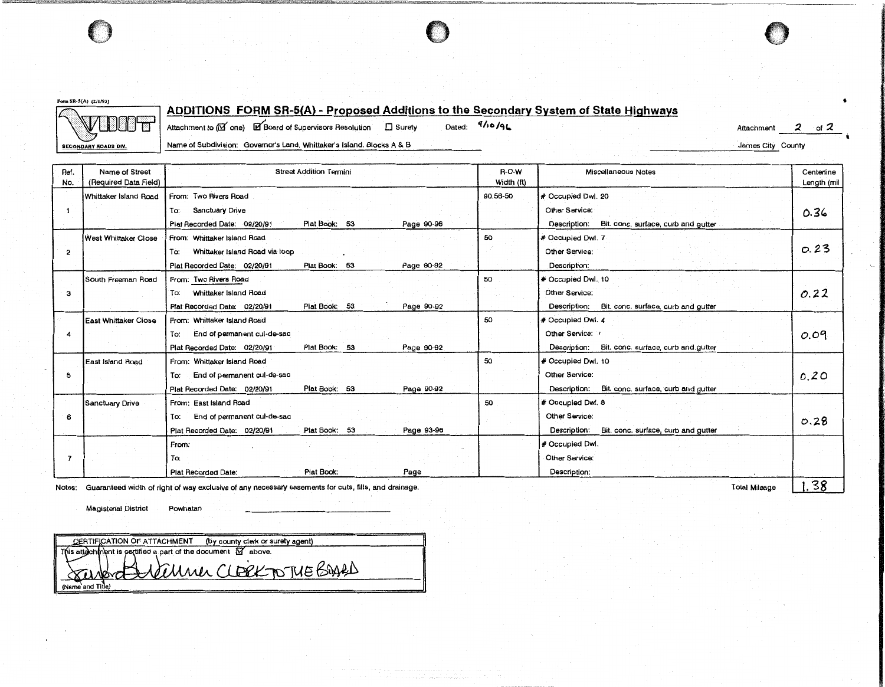Form SR-5(A) (2/1/93)

VDOT SECONDARY ROADS DIV.

# ADDITIONS FORM SR-5(A) - Proposed Additions to the Secondary System of State Highways

Attachment to (☑ one) ☑ Board of Supervisors Resolution ☐ Surety Dated: 9/10/96

Attachment 2 of 2

Name of Subdivision: Governor's Land, Whittaker's Island, Blocks A & B

James City County

| Ref. No. | Name of Street (Required Data Field) | Street Addition Termini | R-O-W Width (ft) | Miscellaneous Notes | Centerline Length (mi |
|---|---|---|---|---|---|
| 1 | Whittaker Island Road | From: Two Rivers Road<br>To: Sanctuary Drive<br>Plat Recorded Date: 02/20/91 Plat Book: 53 Page 90-96 | 90.56-50 | # Occupied Dwl. 20<br>Other Service:<br>Description: Bit. conc. surface, curb and gutter | 0.36 |
| 2 | West Whittaker Close | From: Whittaker Island Road<br>To: Whittaker Island Road via loop<br>Plat Recorded Date: 02/20/91 Plat Book: 53 Page 90-92 | 50 | # Occupied Dwl. 7<br>Other Service:<br>Description: | 0.23 |
| 3 | South Freeman Road | From: Two Rivers Road<br>To: Whittaker Island Road<br>Plat Recorded Date: 02/20/91 Plat Book: 53 Page 90-92 | 50 | # Occupied Dwl. 10<br>Other Service:<br>Description: Bit. conc. surface, curb and gutter | 0.22 |
| 4 | East Whittaker Close | From: Whittaker Island Road<br>To: End of permanent cul-de-sac<br>Plat Recorded Date: 02/20/91 Plat Book: 53 Page 90-92 | 50 | # Occupied Dwl. 4<br>Other Service:<br>Description: Bit. conc. surface, curb and gutter | 0.09 |
| 5 | East Island Road | From: Whittaker Island Road<br>To: End of permanent cul-de-sac<br>Plat Recorded Date: 02/20/91 Plat Book: 53 Page 90-92 | 50 | # Occupied Dwl. 10<br>Other Service:<br>Description: Bit. conc. surface, curb and gutter | 0.20 |
| 6 | Sanctuary Drive | From: East Island Road<br>To: End of permanent cul-de-sac<br>Plat Recorded Date: 02/20/91 Plat Book: 53 Page 93-96 | 50 | # Occupied Dwl. 8<br>Other Service:<br>Description: Bit. conc. surface, curb and gutter | 0.28 |
| 7 | | From:<br>To:<br>Plat Recorded Date: Plat Book: Page | | # Occupied Dwl.<br>Other Service:<br>Description: | |

Notes: Guaranteed width of right of way exclusive of any necessary easements for cuts, fills, and drainage.

Total Mileage 1.38

Magisterial District Powhatan

CERTIFICATION OF ATTACHMENT (by county clerk or surety agent)

This attachment is certified a part of the document ☑ above.

[signature] Clerk to the Board

(Name and Title)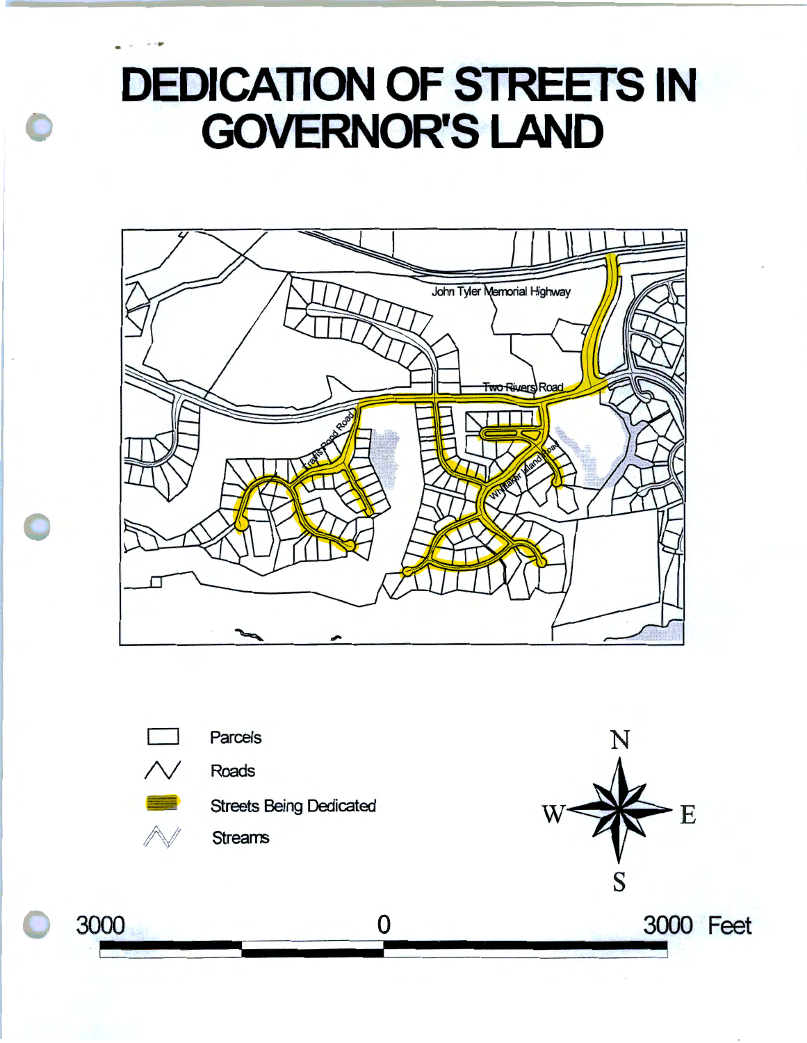# DEDICATION OF STREETS IN GOVERNOR'S LAND

John Tyler Memorial Highway

Two Rivers Road

Traditional Road

Whittaker Island Road

Parcels

Roads

Streets Being Dedicated

Streams

N

W

E

S

3000 0 3000 Feet